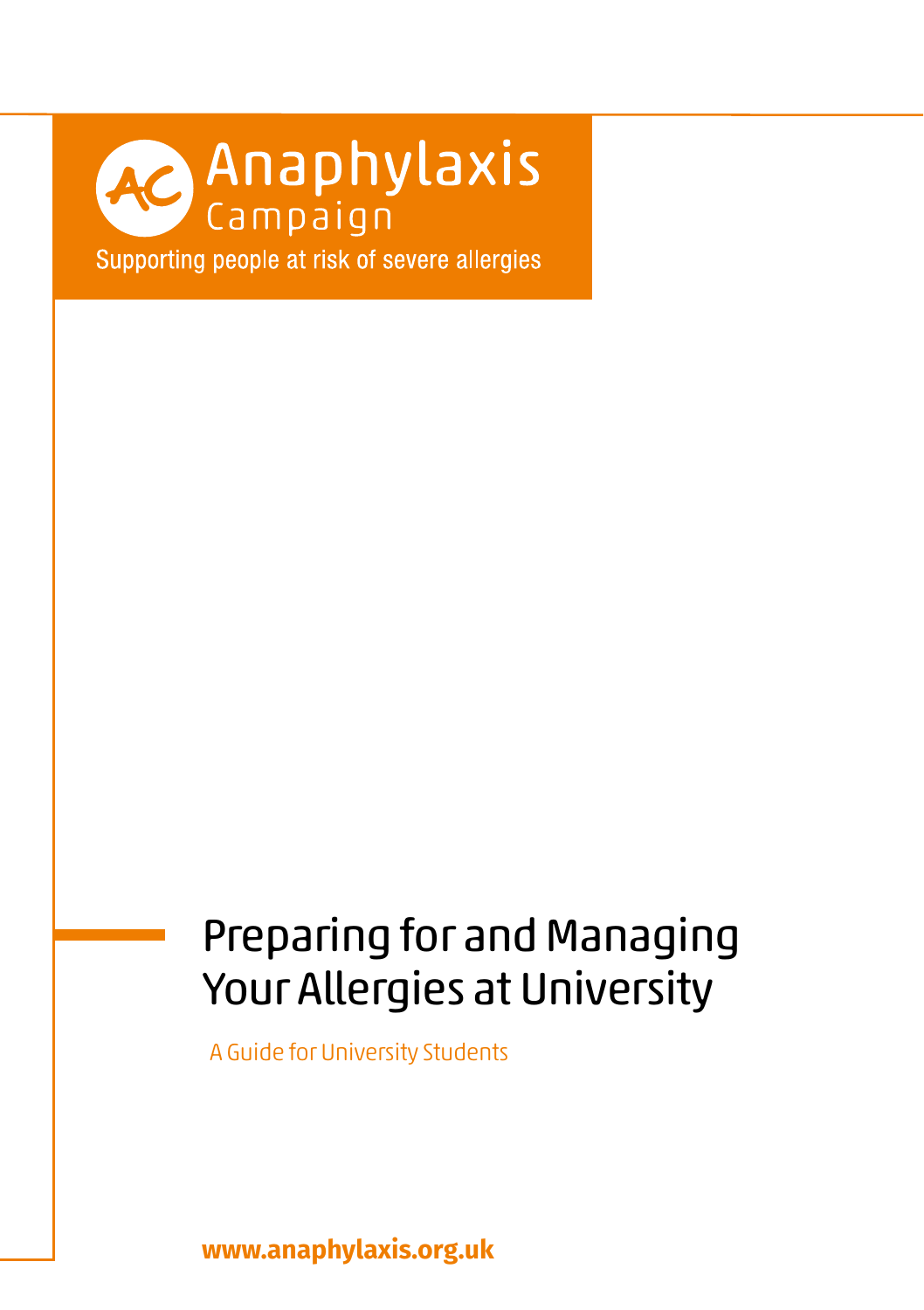Anaphylaxis Campaign

Supporting people at risk of severe allergies

# Preparing for and Managing Your Allergies at University

A Guide for University Students

**www.anaphylaxis.org.uk**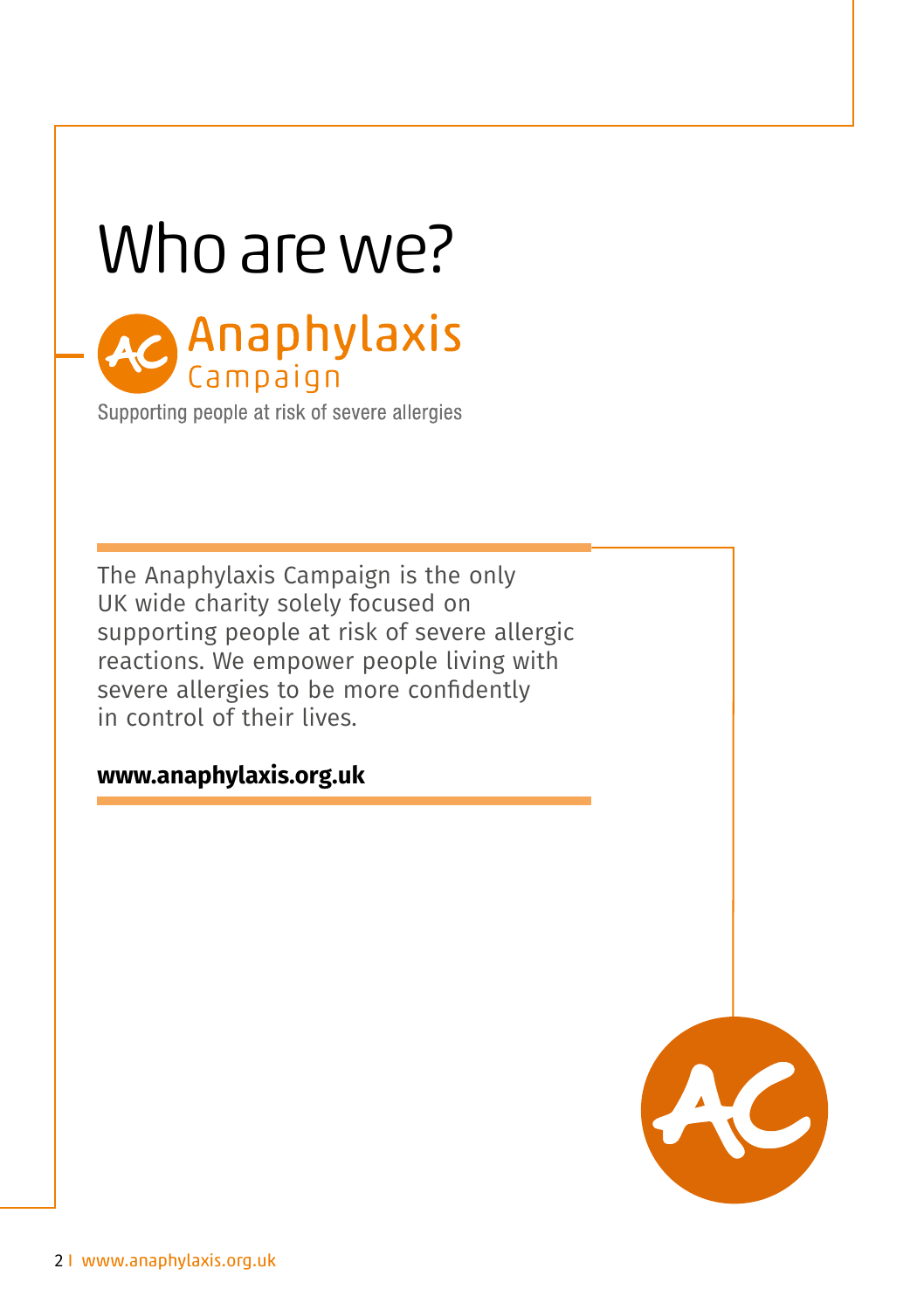# Who are we?

Anaphylaxis Campaign

Supporting people at risk of severe allergies

The Anaphylaxis Campaign is the only UK wide charity solely focused on supporting people at risk of severe allergic reactions. We empower people living with severe allergies to be more confidently in control of their lives.

**www.anaphylaxis.org.uk**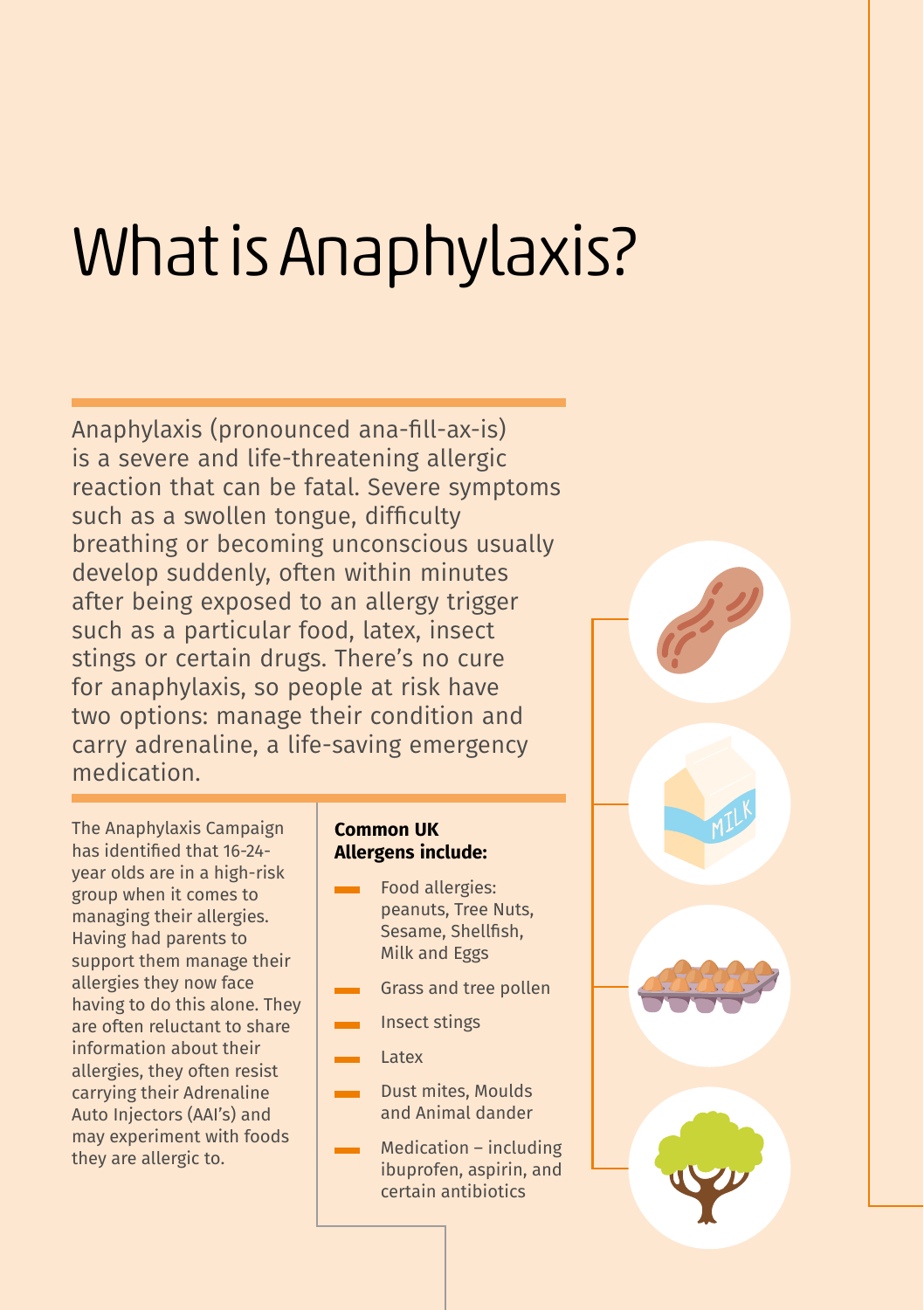# What is Anaphylaxis?

Anaphylaxis (pronounced ana-fill-ax-is) is a severe and life-threatening allergic reaction that can be fatal. Severe symptoms such as a swollen tongue, difficulty breathing or becoming unconscious usually develop suddenly, often within minutes after being exposed to an allergy trigger such as a particular food, latex, insect stings or certain drugs. There's no cure for anaphylaxis, so people at risk have two options: manage their condition and carry adrenaline, a life-saving emergency medication.

The Anaphylaxis Campaign has identified that 16-24-year olds are in a high-risk group when it comes to managing their allergies. Having had parents to support them manage their allergies they now face having to do this alone. They are often reluctant to share information about their allergies, they often resist carrying their Adrenaline Auto Injectors (AAI's) and may experiment with foods they are allergic to.

**Common UK Allergens include:**

- Food allergies: peanuts, Tree Nuts, Sesame, Shellfish, Milk and Eggs
- Grass and tree pollen
- Insect stings
- Latex
- Dust mites, Moulds and Animal dander
- Medication – including ibuprofen, aspirin, and certain antibiotics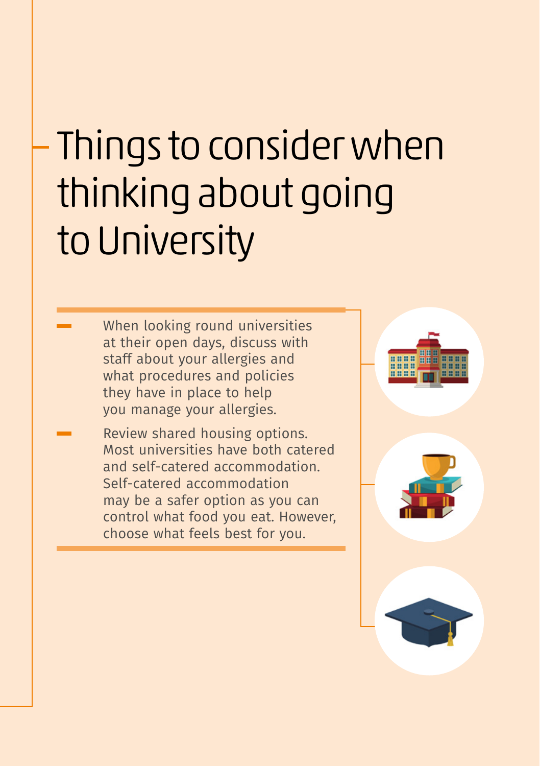# Things to consider when thinking about going to University

- When looking round universities at their open days, discuss with staff about your allergies and what procedures and policies they have in place to help you manage your allergies.
- Review shared housing options. Most universities have both catered and self-catered accommodation. Self-catered accommodation may be a safer option as you can control what food you eat. However, choose what feels best for you.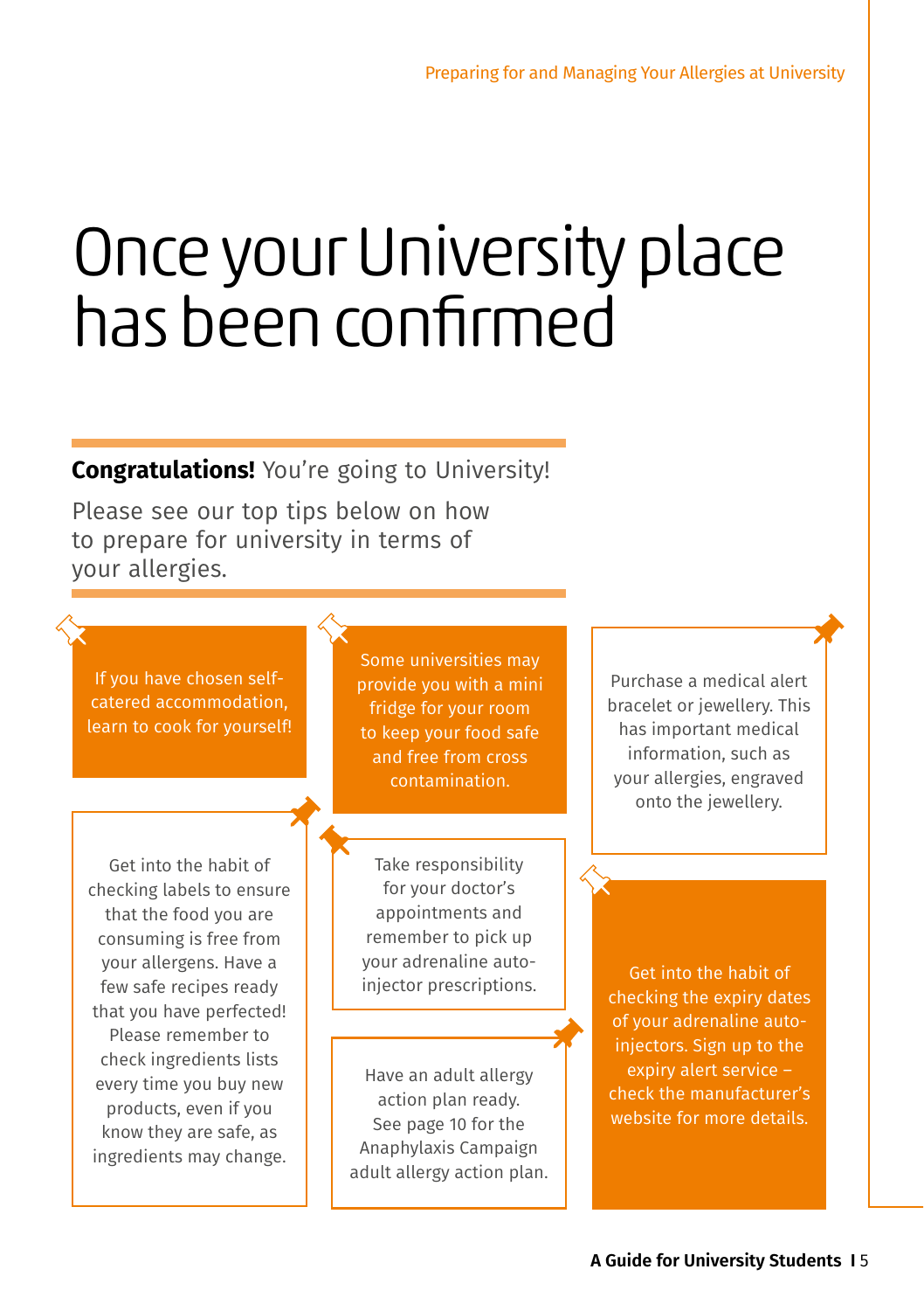# Once your University place has been confirmed

**Congratulations!** You're going to University!

Please see our top tips below on how to prepare for university in terms of your allergies.

If you have chosen self-catered accommodation, learn to cook for yourself!

Some universities may provide you with a mini fridge for your room to keep your food safe and free from cross contamination.

Purchase a medical alert bracelet or jewellery. This has important medical information, such as your allergies, engraved onto the jewellery.

Get into the habit of checking labels to ensure that the food you are consuming is free from your allergens. Have a few safe recipes ready that you have perfected! Please remember to check ingredients lists every time you buy new products, even if you know they are safe, as ingredients may change.

Take responsibility for your doctor's appointments and remember to pick up your adrenaline auto-injector prescriptions.

Have an adult allergy action plan ready. See page 10 for the Anaphylaxis Campaign adult allergy action plan.

Get into the habit of checking the expiry dates of your adrenaline auto-injectors. Sign up to the expiry alert service – check the manufacturer's website for more details.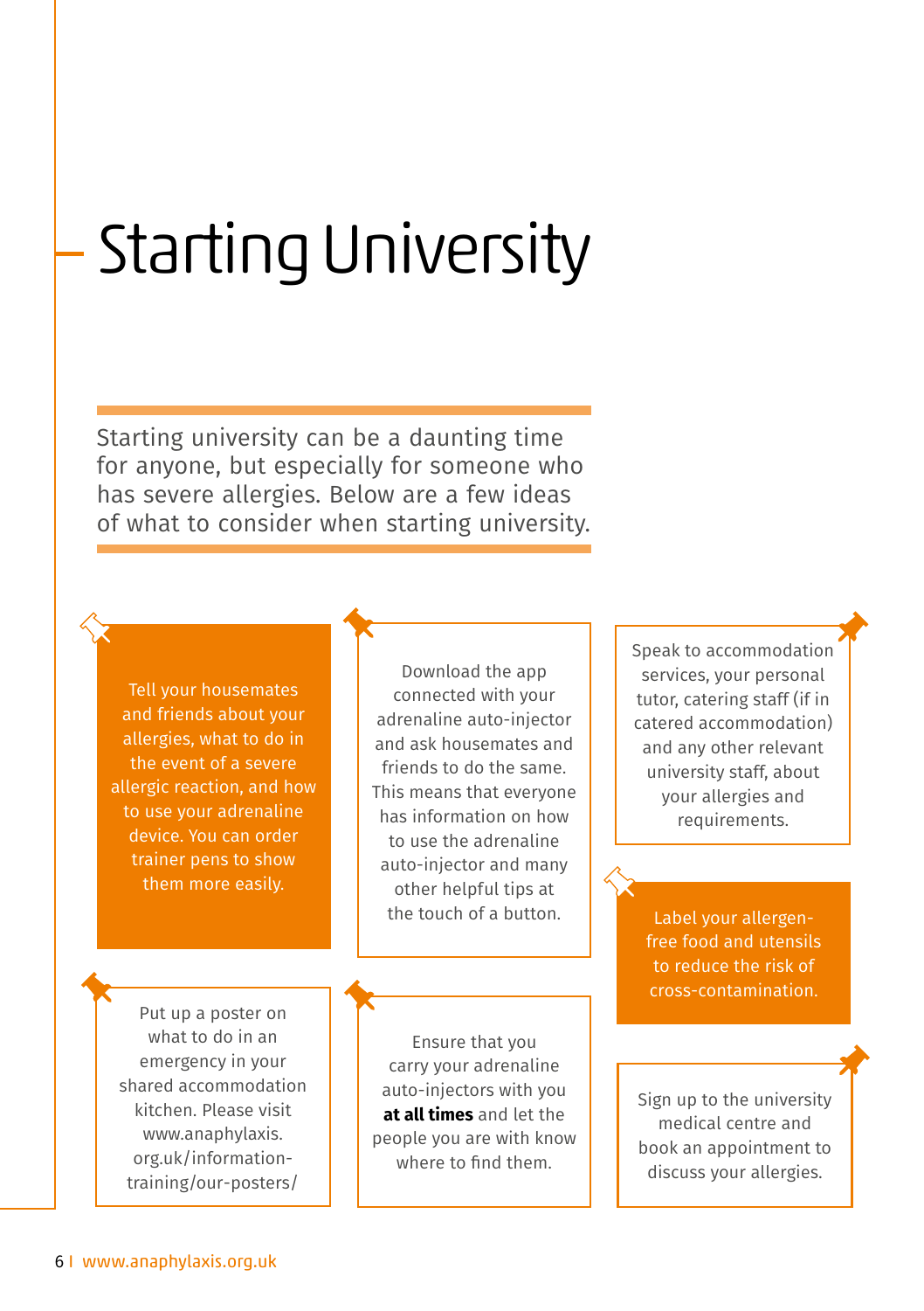# Starting University

Starting university can be a daunting time for anyone, but especially for someone who has severe allergies. Below are a few ideas of what to consider when starting university.

Tell your housemates and friends about your allergies, what to do in the event of a severe allergic reaction, and how to use your adrenaline device. You can order trainer pens to show them more easily.

Download the app connected with your adrenaline auto-injector and ask housemates and friends to do the same. This means that everyone has information on how to use the adrenaline auto-injector and many other helpful tips at the touch of a button.

Speak to accommodation services, your personal tutor, catering staff (if in catered accommodation) and any other relevant university staff, about your allergies and requirements.

Label your allergen-free food and utensils to reduce the risk of cross-contamination.

Put up a poster on what to do in an emergency in your shared accommodation kitchen. Please visit www.anaphylaxis.org.uk/information-training/our-posters/

Ensure that you carry your adrenaline auto-injectors with you **at all times** and let the people you are with know where to find them.

Sign up to the university medical centre and book an appointment to discuss your allergies.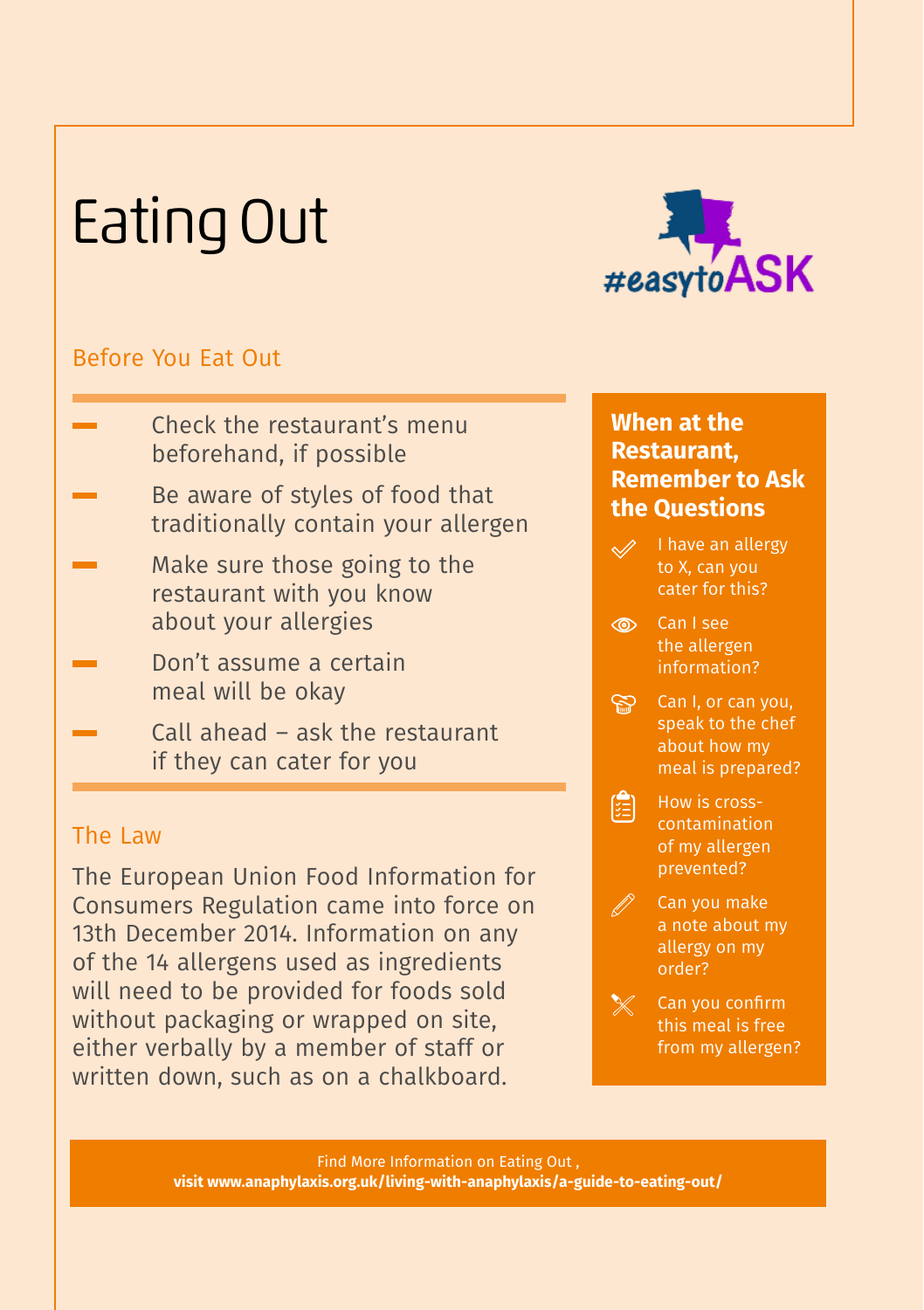# Eating Out

#easytoASK

## Before You Eat Out

- Check the restaurant's menu beforehand, if possible
- Be aware of styles of food that traditionally contain your allergen
- Make sure those going to the restaurant with you know about your allergies
- Don't assume a certain meal will be okay
- Call ahead – ask the restaurant if they can cater for you

## The Law

The European Union Food Information for Consumers Regulation came into force on 13th December 2014. Information on any of the 14 allergens used as ingredients will need to be provided for foods sold without packaging or wrapped on site, either verbally by a member of staff or written down, such as on a chalkboard.

## When at the Restaurant, Remember to Ask the Questions

- I have an allergy to X, can you cater for this?
- Can I see the allergen information?
- Can I, or can you, speak to the chef about how my meal is prepared?
- How is cross-contamination of my allergen prevented?
- Can you make a note about my allergy on my order?
- Can you confirm this meal is free from my allergen?

Find More Information on Eating Out ,
**visit www.anaphylaxis.org.uk/living-with-anaphylaxis/a-guide-to-eating-out/**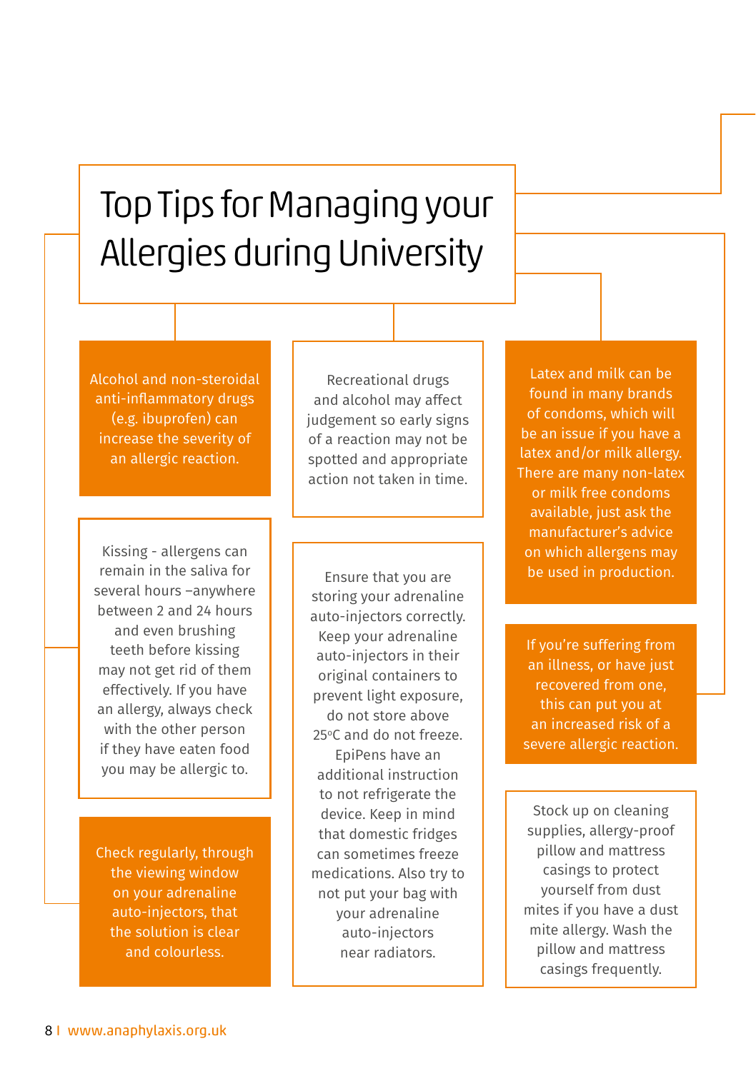# Top Tips for Managing your Allergies during University

Alcohol and non-steroidal anti-inflammatory drugs (e.g. ibuprofen) can increase the severity of an allergic reaction.

Kissing - allergens can remain in the saliva for several hours –anywhere between 2 and 24 hours and even brushing teeth before kissing may not get rid of them effectively. If you have an allergy, always check with the other person if they have eaten food you may be allergic to.

Check regularly, through the viewing window on your adrenaline auto-injectors, that the solution is clear and colourless.

Recreational drugs and alcohol may affect judgement so early signs of a reaction may not be spotted and appropriate action not taken in time.

Ensure that you are storing your adrenaline auto-injectors correctly. Keep your adrenaline auto-injectors in their original containers to prevent light exposure, do not store above 25ºC and do not freeze. EpiPens have an additional instruction to not refrigerate the device. Keep in mind that domestic fridges can sometimes freeze medications. Also try to not put your bag with your adrenaline auto-injectors near radiators.

Latex and milk can be found in many brands of condoms, which will be an issue if you have a latex and/or milk allergy. There are many non-latex or milk free condoms available, just ask the manufacturer's advice on which allergens may be used in production.

If you're suffering from an illness, or have just recovered from one, this can put you at an increased risk of a severe allergic reaction.

Stock up on cleaning supplies, allergy-proof pillow and mattress casings to protect yourself from dust mites if you have a dust mite allergy. Wash the pillow and mattress casings frequently.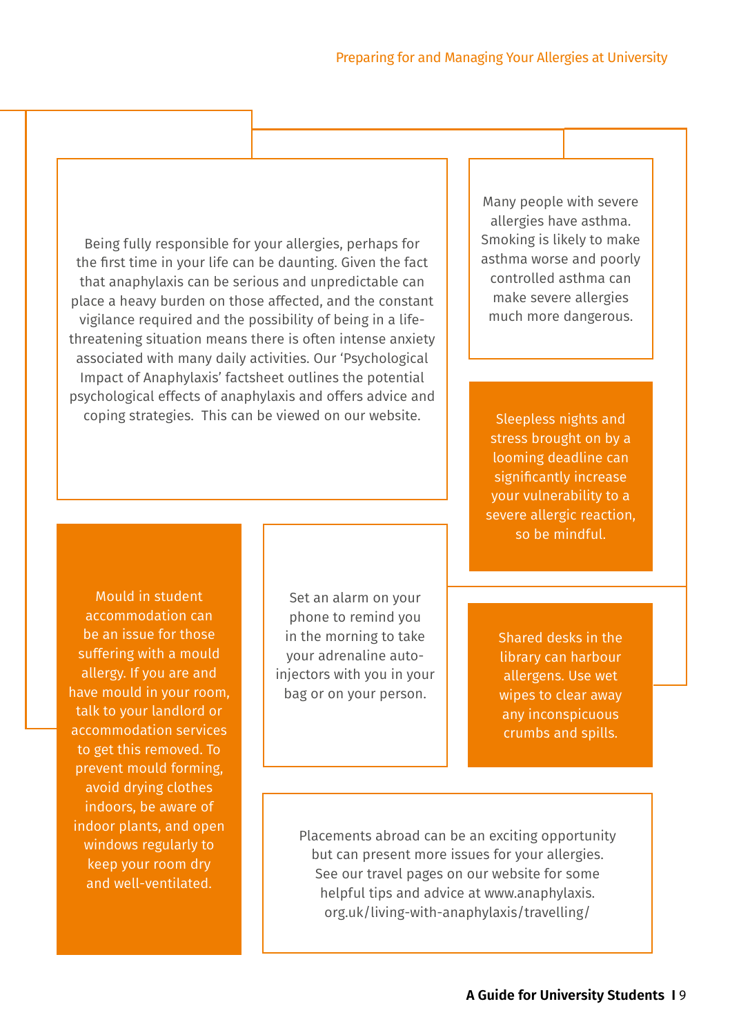Being fully responsible for your allergies, perhaps for the first time in your life can be daunting. Given the fact that anaphylaxis can be serious and unpredictable can place a heavy burden on those affected, and the constant vigilance required and the possibility of being in a life-threatening situation means there is often intense anxiety associated with many daily activities. Our 'Psychological Impact of Anaphylaxis' factsheet outlines the potential psychological effects of anaphylaxis and offers advice and coping strategies. This can be viewed on our website.

Many people with severe allergies have asthma. Smoking is likely to make asthma worse and poorly controlled asthma can make severe allergies much more dangerous.

Sleepless nights and stress brought on by a looming deadline can significantly increase your vulnerability to a severe allergic reaction, so be mindful.

Mould in student accommodation can be an issue for those suffering with a mould allergy. If you are and have mould in your room, talk to your landlord or accommodation services to get this removed. To prevent mould forming, avoid drying clothes indoors, be aware of indoor plants, and open windows regularly to keep your room dry and well-ventilated.

Set an alarm on your phone to remind you in the morning to take your adrenaline auto-injectors with you in your bag or on your person.

Shared desks in the library can harbour allergens. Use wet wipes to clear away any inconspicuous crumbs and spills.

Placements abroad can be an exciting opportunity but can present more issues for your allergies. See our travel pages on our website for some helpful tips and advice at www.anaphylaxis.org.uk/living-with-anaphylaxis/travelling/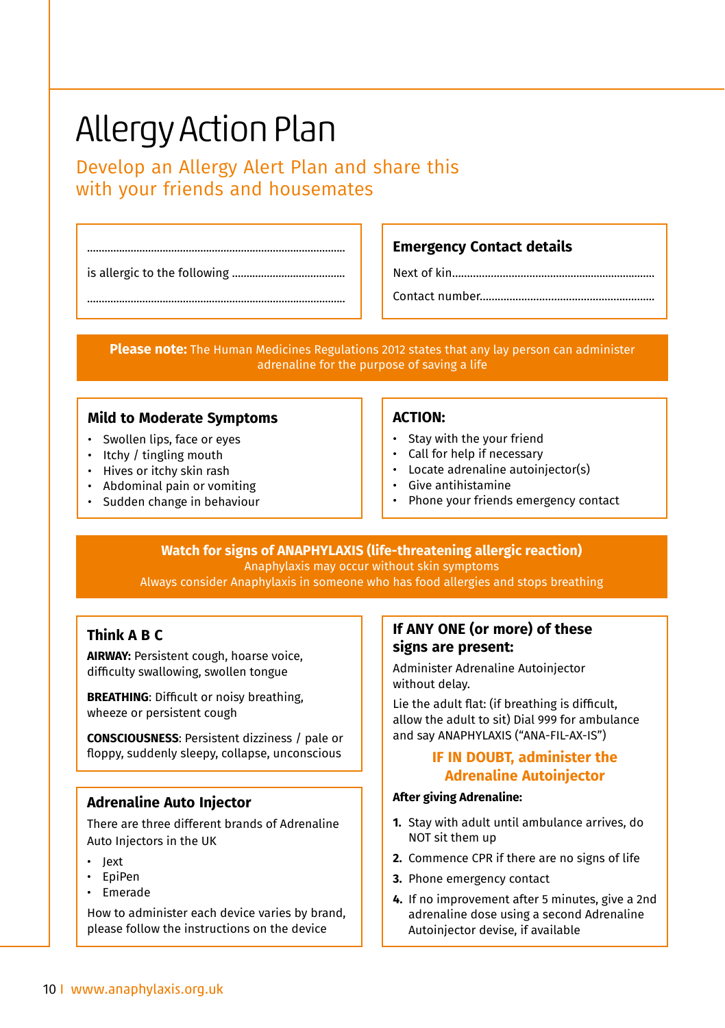# Allergy Action Plan

Develop an Allergy Alert Plan and share this with your friends and housemates

...............................................................................................

is allergic to the following ......................................

...............................................................................................

## Emergency Contact details

Next of kin....................................................................

Contact number...........................................................

**Please note:** The Human Medicines Regulations 2012 states that any lay person can administer adrenaline for the purpose of saving a life

## Mild to Moderate Symptoms

- Swollen lips, face or eyes
- Itchy / tingling mouth
- Hives or itchy skin rash
- Abdominal pain or vomiting
- Sudden change in behaviour

## ACTION:

- Stay with the your friend
- Call for help if necessary
- Locate adrenaline autoinjector(s)
- Give antihistamine
- Phone your friends emergency contact

**Watch for signs of ANAPHYLAXIS (life-threatening allergic reaction)**
Anaphylaxis may occur without skin symptoms
Always consider Anaphylaxis in someone who has food allergies and stops breathing

## Think A B C

**AIRWAY:** Persistent cough, hoarse voice, difficulty swallowing, swollen tongue

**BREATHING**: Difficult or noisy breathing, wheeze or persistent cough

**CONSCIOUSNESS**: Persistent dizziness / pale or floppy, suddenly sleepy, collapse, unconscious

## Adrenaline Auto Injector

There are three different brands of Adrenaline Auto Injectors in the UK

- Jext
- EpiPen
- Emerade

How to administer each device varies by brand, please follow the instructions on the device

## If ANY ONE (or more) of these signs are present:

Administer Adrenaline Autoinjector without delay.

Lie the adult flat: (if breathing is difficult, allow the adult to sit) Dial 999 for ambulance and say ANAPHYLAXIS ("ANA-FIL-AX-IS")

**IF IN DOUBT, administer the Adrenaline Autoinjector**

**After giving Adrenaline:**

1. Stay with adult until ambulance arrives, do NOT sit them up
2. Commence CPR if there are no signs of life
3. Phone emergency contact
4. If no improvement after 5 minutes, give a 2nd adrenaline dose using a second Adrenaline Autoinjector devise, if available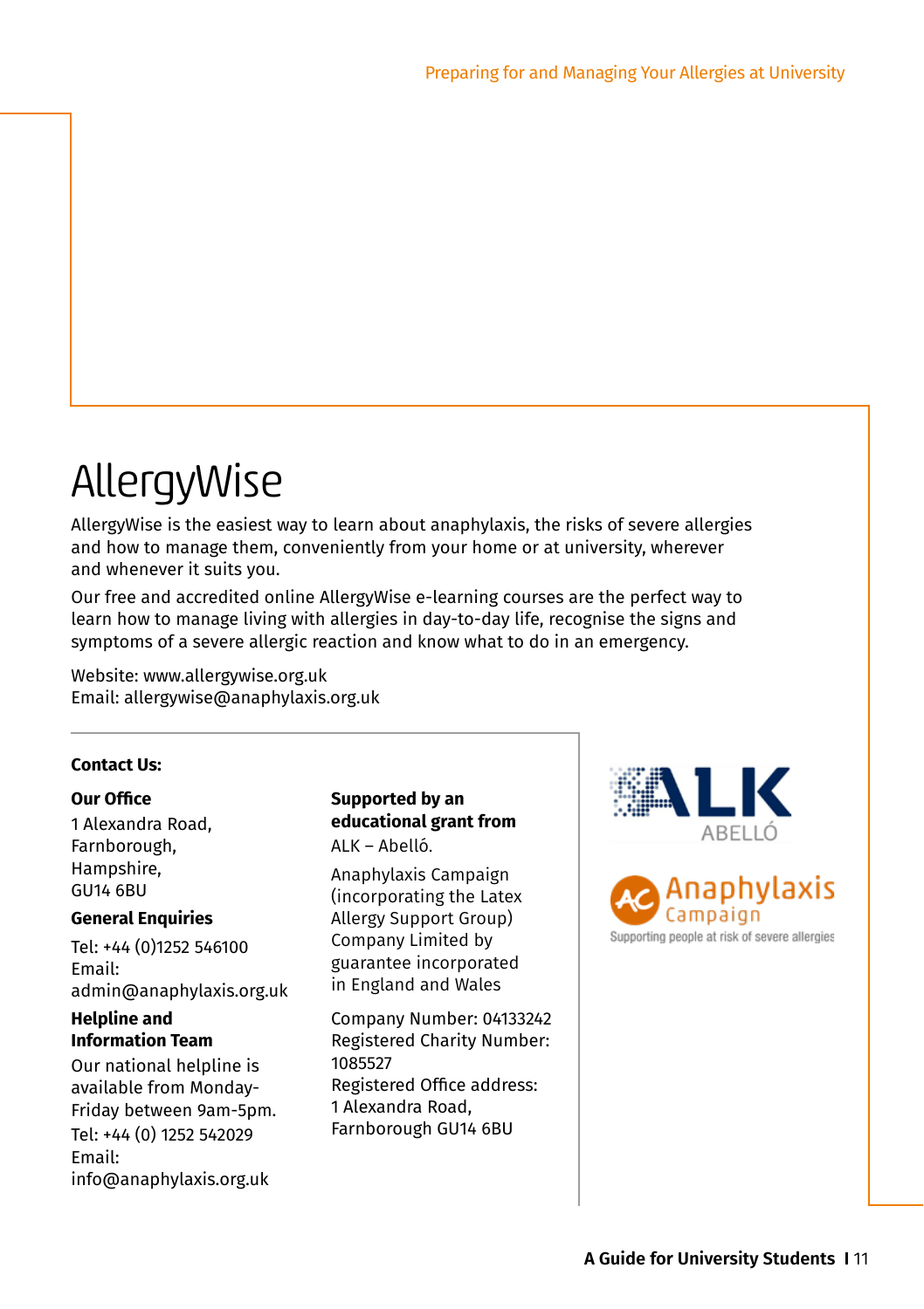# AllergyWise

AllergyWise is the easiest way to learn about anaphylaxis, the risks of severe allergies and how to manage them, conveniently from your home or at university, wherever and whenever it suits you.

Our free and accredited online AllergyWise e-learning courses are the perfect way to learn how to manage living with allergies in day-to-day life, recognise the signs and symptoms of a severe allergic reaction and know what to do in an emergency.

Website: www.allergywise.org.uk
Email: allergywise@anaphylaxis.org.uk

**Contact Us:**

**Our Office**

1 Alexandra Road,
Farnborough,
Hampshire,
GU14 6BU

**General Enquiries**

Tel: +44 (0)1252 546100
Email:
admin@anaphylaxis.org.uk

**Helpline and Information Team**

Our national helpline is available from Monday-Friday between 9am-5pm.
Tel: +44 (0) 1252 542029
Email:
info@anaphylaxis.org.uk

**Supported by an educational grant from**

ALK – Abelló.

Anaphylaxis Campaign (incorporating the Latex Allergy Support Group) Company Limited by guarantee incorporated in England and Wales

Company Number: 04133242
Registered Charity Number: 1085527
Registered Office address:
1 Alexandra Road,
Farnborough GU14 6BU

ALK ABELLÓ

Anaphylaxis Campaign
Supporting people at risk of severe allergies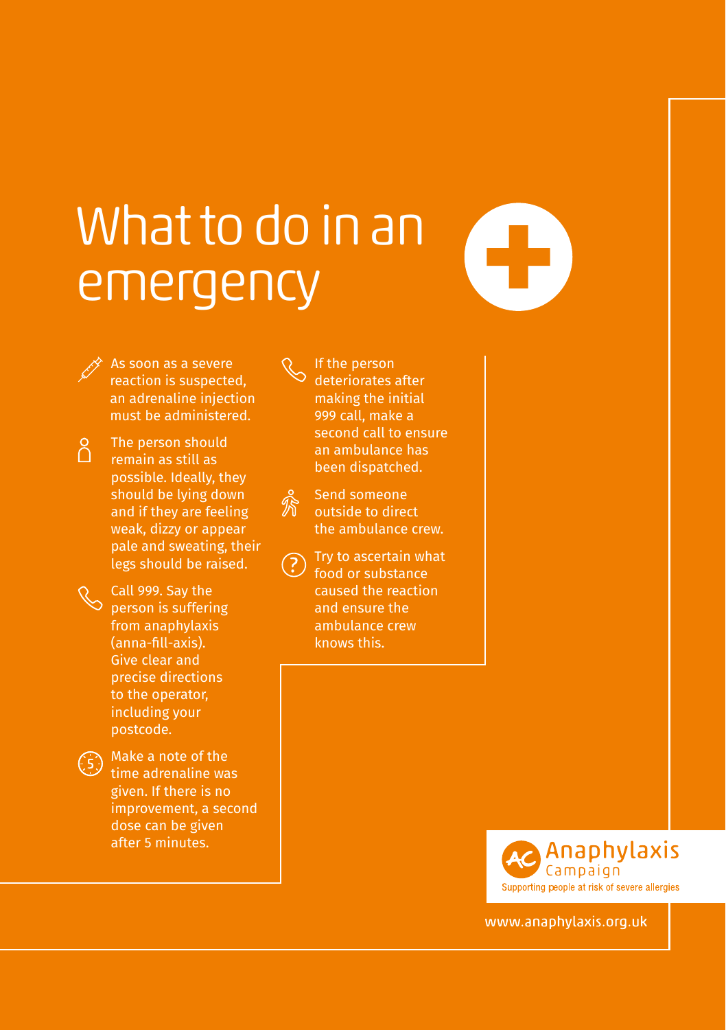# What to do in an emergency

- As soon as a severe reaction is suspected, an adrenaline injection must be administered.
- The person should remain as still as possible. Ideally, they should be lying down and if they are feeling weak, dizzy or appear pale and sweating, their legs should be raised.
- Call 999. Say the person is suffering from anaphylaxis (anna-fill-axis). Give clear and precise directions to the operator, including your postcode.
- Make a note of the time adrenaline was given. If there is no improvement, a second dose can be given after 5 minutes.
- If the person deteriorates after making the initial 999 call, make a second call to ensure an ambulance has been dispatched.
- Send someone outside to direct the ambulance crew.
- Try to ascertain what food or substance caused the reaction and ensure the ambulance crew knows this.

Anaphylaxis Campaign

Supporting people at risk of severe allergies

www.anaphylaxis.org.uk